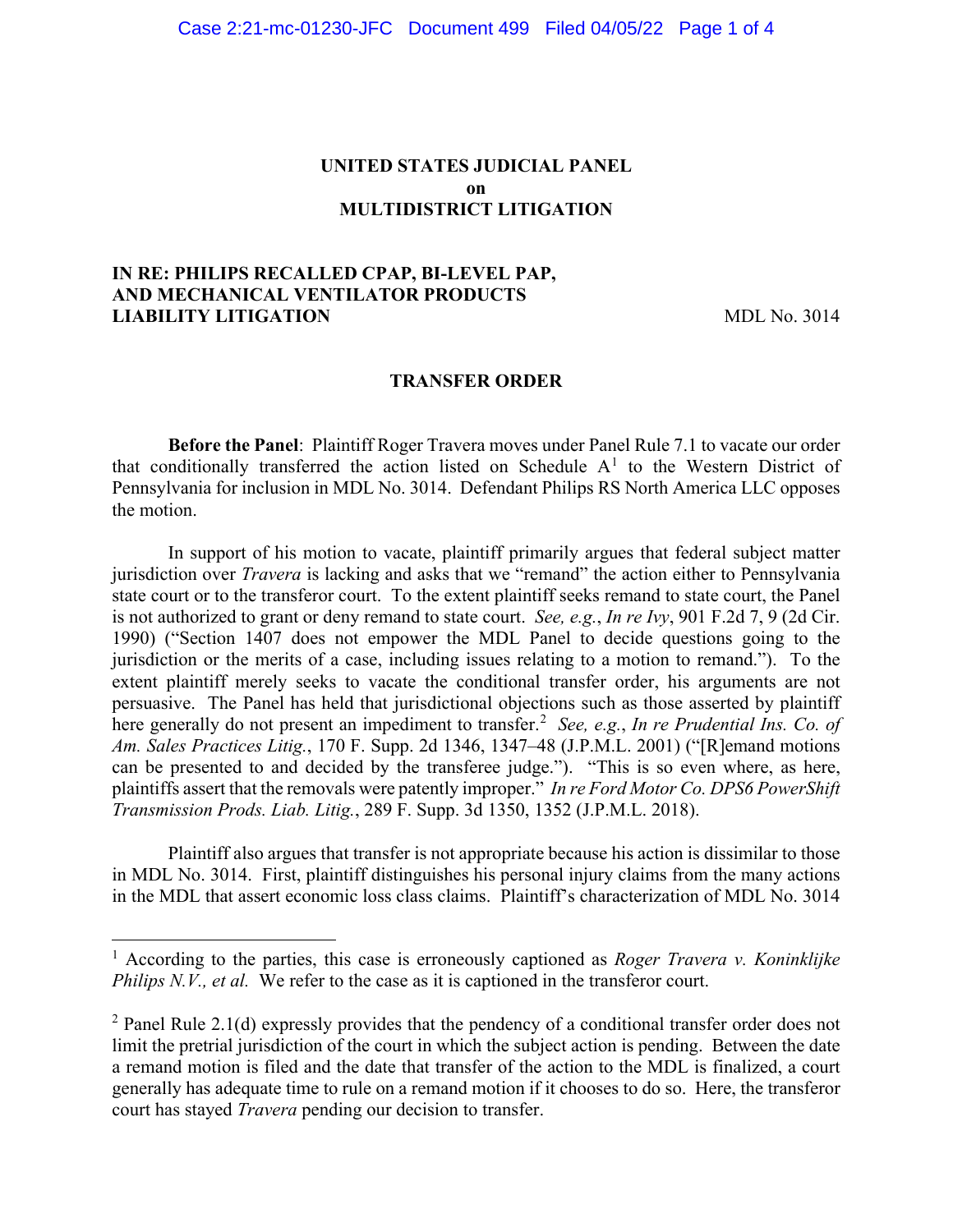**UNITED STATES JUDICIAL PANEL**
**on**
**MULTIDISTRICT LITIGATION**

**IN RE: PHILIPS RECALLED CPAP, BI-LEVEL PAP, AND MECHANICAL VENTILATOR PRODUCTS LIABILITY LITIGATION** MDL No. 3014

**TRANSFER ORDER**

**Before the Panel**: Plaintiff Roger Travera moves under Panel Rule 7.1 to vacate our order that conditionally transferred the action listed on Schedule A[1] to the Western District of Pennsylvania for inclusion in MDL No. 3014. Defendant Philips RS North America LLC opposes the motion.

In support of his motion to vacate, plaintiff primarily argues that federal subject matter jurisdiction over *Travera* is lacking and asks that we "remand" the action either to Pennsylvania state court or to the transferor court. To the extent plaintiff seeks remand to state court, the Panel is not authorized to grant or deny remand to state court. *See, e.g.*, *In re Ivy*, 901 F.2d 7, 9 (2d Cir. 1990) ("Section 1407 does not empower the MDL Panel to decide questions going to the jurisdiction or the merits of a case, including issues relating to a motion to remand."). To the extent plaintiff merely seeks to vacate the conditional transfer order, his arguments are not persuasive. The Panel has held that jurisdictional objections such as those asserted by plaintiff here generally do not present an impediment to transfer.[2] *See, e.g.*, *In re Prudential Ins. Co. of Am. Sales Practices Litig.*, 170 F. Supp. 2d 1346, 1347–48 (J.P.M.L. 2001) ("[R]emand motions can be presented to and decided by the transferee judge."). "This is so even where, as here, plaintiffs assert that the removals were patently improper." *In re Ford Motor Co. DPS6 PowerShift Transmission Prods. Liab. Litig.*, 289 F. Supp. 3d 1350, 1352 (J.P.M.L. 2018).

Plaintiff also argues that transfer is not appropriate because his action is dissimilar to those in MDL No. 3014. First, plaintiff distinguishes his personal injury claims from the many actions in the MDL that assert economic loss class claims. Plaintiff's characterization of MDL No. 3014

---

[1] According to the parties, this case is erroneously captioned as *Roger Travera v. Koninklijke Philips N.V., et al.* We refer to the case as it is captioned in the transferor court.

[2] Panel Rule 2.1(d) expressly provides that the pendency of a conditional transfer order does not limit the pretrial jurisdiction of the court in which the subject action is pending. Between the date a remand motion is filed and the date that transfer of the action to the MDL is finalized, a court generally has adequate time to rule on a remand motion if it chooses to do so. Here, the transferor court has stayed *Travera* pending our decision to transfer.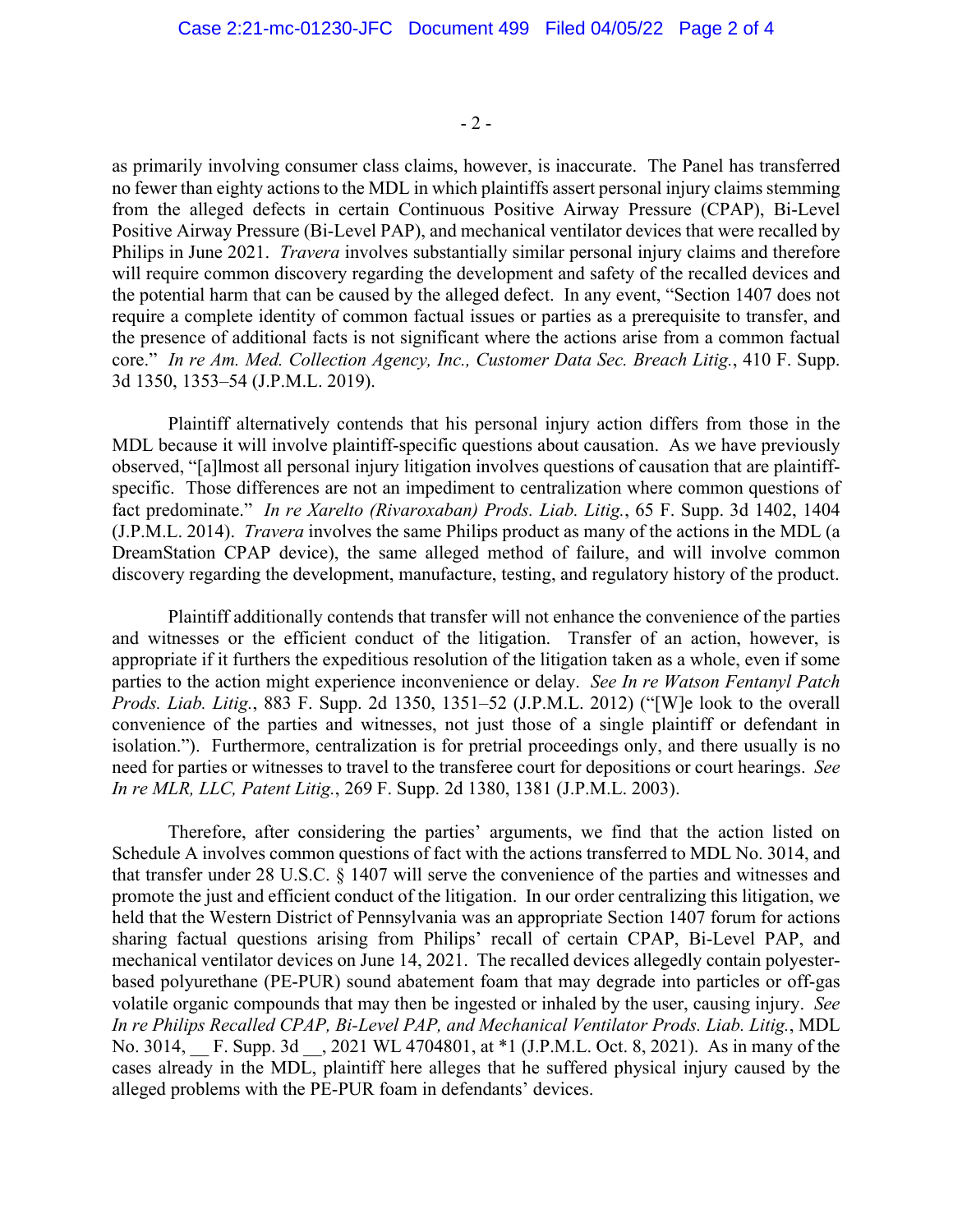as primarily involving consumer class claims, however, is inaccurate. The Panel has transferred no fewer than eighty actions to the MDL in which plaintiffs assert personal injury claims stemming from the alleged defects in certain Continuous Positive Airway Pressure (CPAP), Bi-Level Positive Airway Pressure (Bi-Level PAP), and mechanical ventilator devices that were recalled by Philips in June 2021. *Travera* involves substantially similar personal injury claims and therefore will require common discovery regarding the development and safety of the recalled devices and the potential harm that can be caused by the alleged defect. In any event, "Section 1407 does not require a complete identity of common factual issues or parties as a prerequisite to transfer, and the presence of additional facts is not significant where the actions arise from a common factual core." *In re Am. Med. Collection Agency, Inc., Customer Data Sec. Breach Litig.*, 410 F. Supp. 3d 1350, 1353–54 (J.P.M.L. 2019).

Plaintiff alternatively contends that his personal injury action differs from those in the MDL because it will involve plaintiff-specific questions about causation. As we have previously observed, "[a]lmost all personal injury litigation involves questions of causation that are plaintiff-specific. Those differences are not an impediment to centralization where common questions of fact predominate." *In re Xarelto (Rivaroxaban) Prods. Liab. Litig.*, 65 F. Supp. 3d 1402, 1404 (J.P.M.L. 2014). *Travera* involves the same Philips product as many of the actions in the MDL (a DreamStation CPAP device), the same alleged method of failure, and will involve common discovery regarding the development, manufacture, testing, and regulatory history of the product.

Plaintiff additionally contends that transfer will not enhance the convenience of the parties and witnesses or the efficient conduct of the litigation. Transfer of an action, however, is appropriate if it furthers the expeditious resolution of the litigation taken as a whole, even if some parties to the action might experience inconvenience or delay. *See In re Watson Fentanyl Patch Prods. Liab. Litig.*, 883 F. Supp. 2d 1350, 1351–52 (J.P.M.L. 2012) ("[W]e look to the overall convenience of the parties and witnesses, not just those of a single plaintiff or defendant in isolation."). Furthermore, centralization is for pretrial proceedings only, and there usually is no need for parties or witnesses to travel to the transferee court for depositions or court hearings. *See In re MLR, LLC, Patent Litig.*, 269 F. Supp. 2d 1380, 1381 (J.P.M.L. 2003).

Therefore, after considering the parties' arguments, we find that the action listed on Schedule A involves common questions of fact with the actions transferred to MDL No. 3014, and that transfer under 28 U.S.C. § 1407 will serve the convenience of the parties and witnesses and promote the just and efficient conduct of the litigation. In our order centralizing this litigation, we held that the Western District of Pennsylvania was an appropriate Section 1407 forum for actions sharing factual questions arising from Philips' recall of certain CPAP, Bi-Level PAP, and mechanical ventilator devices on June 14, 2021. The recalled devices allegedly contain polyester-based polyurethane (PE-PUR) sound abatement foam that may degrade into particles or off-gas volatile organic compounds that may then be ingested or inhaled by the user, causing injury. *See In re Philips Recalled CPAP, Bi-Level PAP, and Mechanical Ventilator Prods. Liab. Litig.*, MDL No. 3014, __ F. Supp. 3d __, 2021 WL 4704801, at *1 (J.P.M.L. Oct. 8, 2021). As in many of the cases already in the MDL, plaintiff here alleges that he suffered physical injury caused by the alleged problems with the PE-PUR foam in defendants' devices.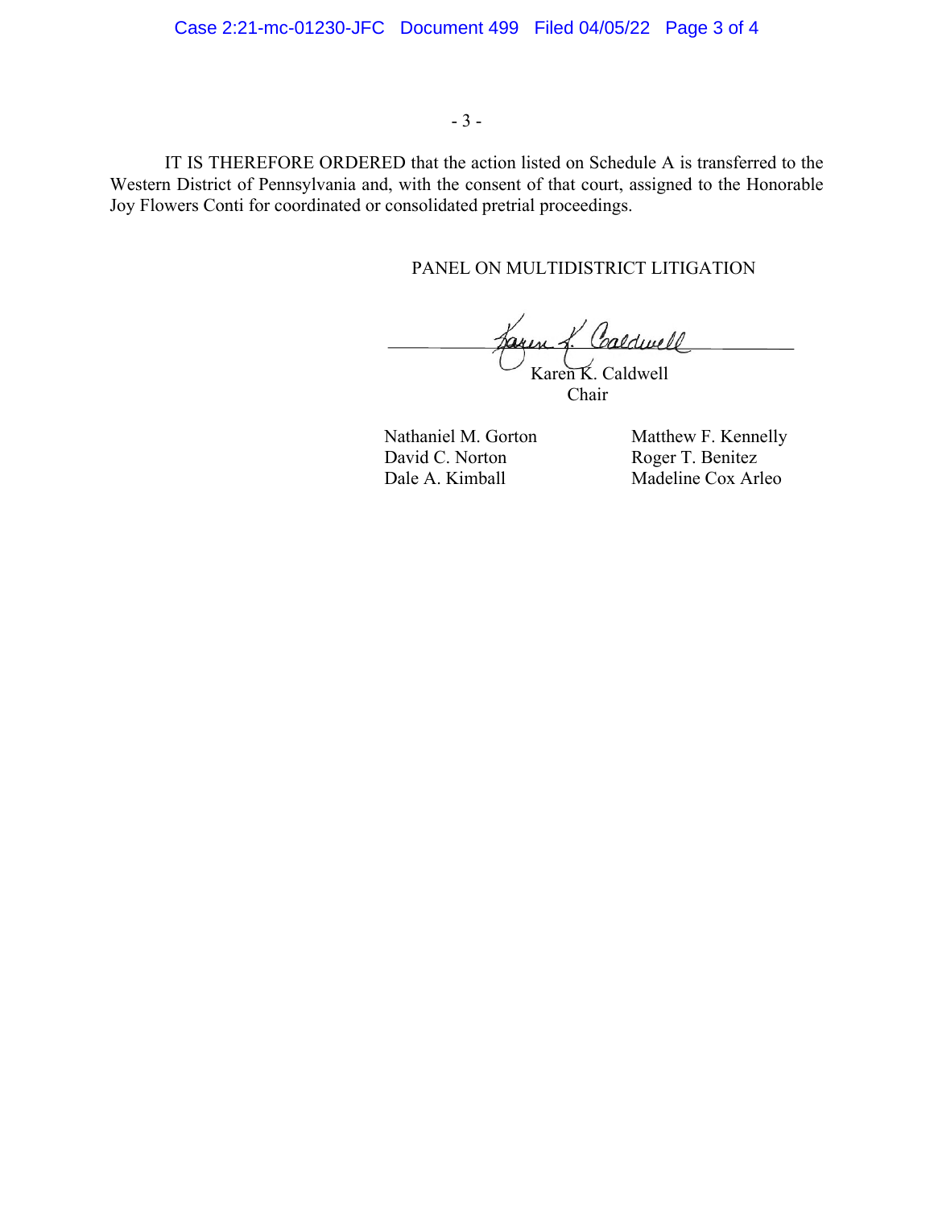IT IS THEREFORE ORDERED that the action listed on Schedule A is transferred to the Western District of Pennsylvania and, with the consent of that court, assigned to the Honorable Joy Flowers Conti for coordinated or consolidated pretrial proceedings.

PANEL ON MULTIDISTRICT LITIGATION

Karen K. Caldwell
Chair

Nathaniel M. Gorton
David C. Norton
Dale A. Kimball
Matthew F. Kennelly
Roger T. Benitez
Madeline Cox Arleo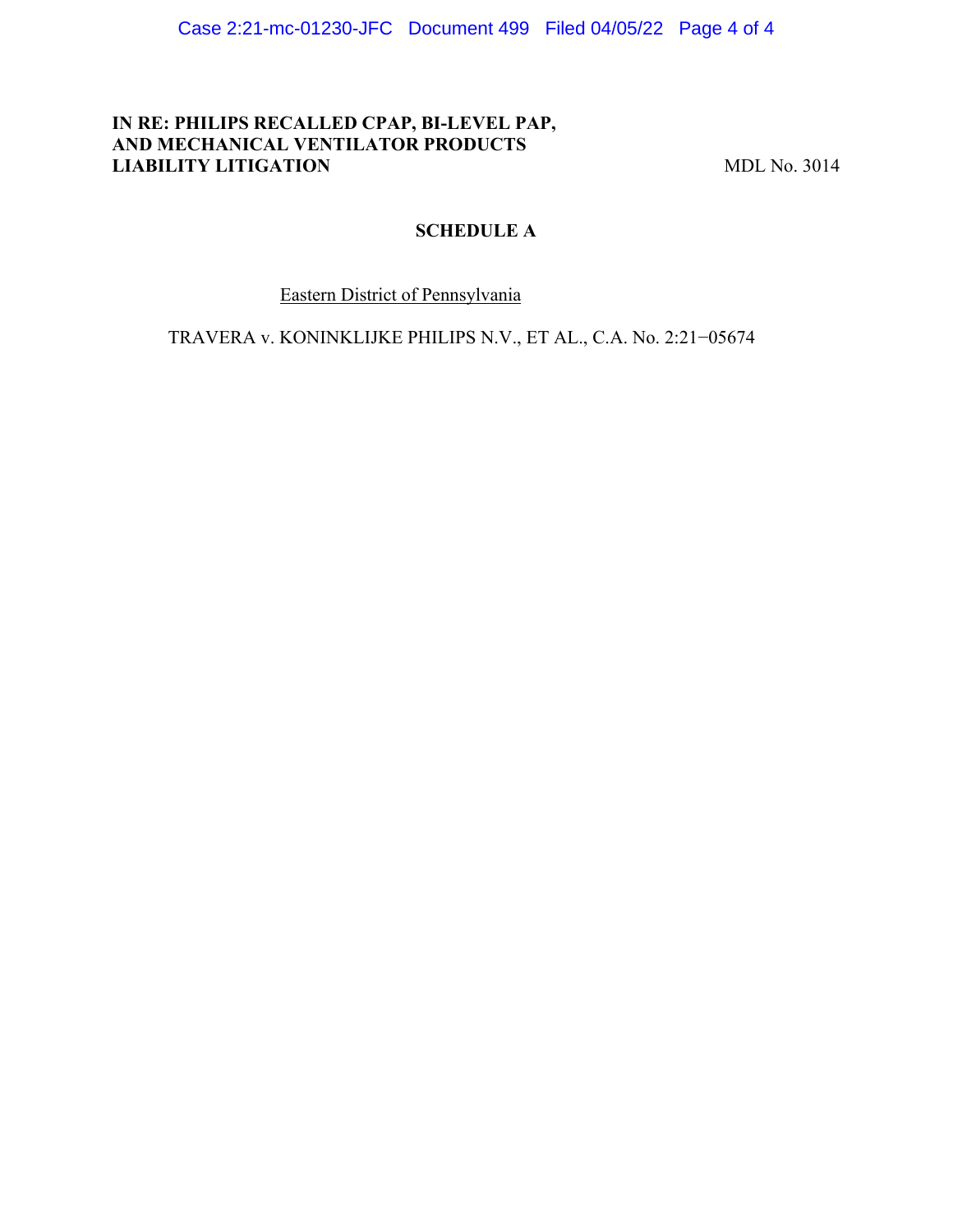**IN RE: PHILIPS RECALLED CPAP, BI-LEVEL PAP, AND MECHANICAL VENTILATOR PRODUCTS LIABILITY LITIGATION** MDL No. 3014

## SCHEDULE A

Eastern District of Pennsylvania

TRAVERA v. KONINKLIJKE PHILIPS N.V., ET AL., C.A. No. 2:21−05674